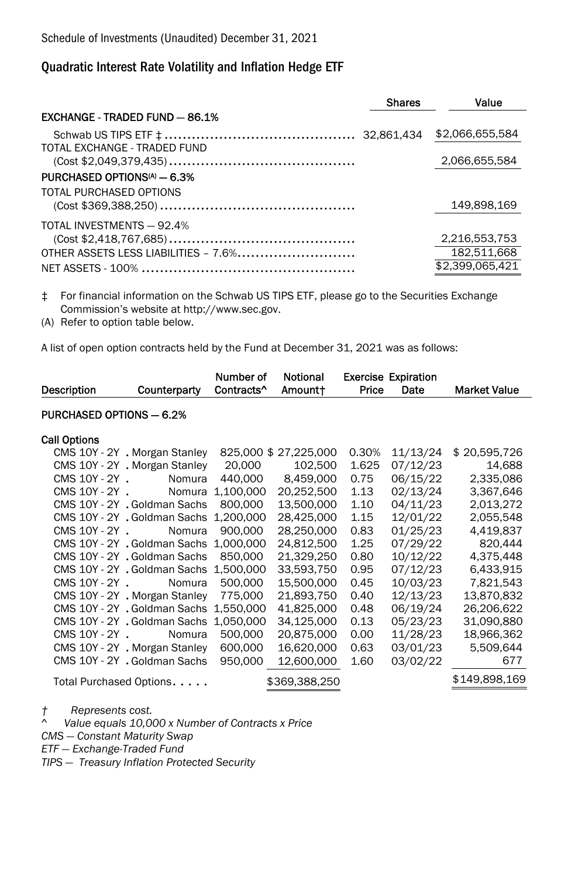Schedule of Investments (Unaudited) December 31, 2021

## Quadratic Interest Rate Volatility and Inflation Hedge ETF

| | Shares | Value |
|---|---|---|
| **EXCHANGE - TRADED FUND — 86.1%** | | |
| Schwab US TIPS ETF ‡ | 32,861,434 | $2,066,655,584 |
| TOTAL EXCHANGE - TRADED FUND (Cost $2,049,379,435) | | 2,066,655,584 |
| **PURCHASED OPTIONS(A) — 6.3%** | | |
| TOTAL PURCHASED OPTIONS (Cost $369,388,250) | | 149,898,169 |
| TOTAL INVESTMENTS — 92.4% (Cost $2,418,767,685) | | 2,216,553,753 |
| OTHER ASSETS LESS LIABILITIES – 7.6% | | 182,511,668 |
| NET ASSETS - 100% | | $2,399,065,421 |

‡ For financial information on the Schwab US TIPS ETF, please go to the Securities Exchange Commission's website at http://www.sec.gov.

(A) Refer to option table below.

A list of open option contracts held by the Fund at December 31, 2021 was as follows:

| Description | Counterparty | Number of Contracts^ | Notional Amount† | Exercise Price | Expiration Date | Market Value |
|---|---|---|---|---|---|---|
| **PURCHASED OPTIONS — 6.2%** | | | | | | |
| **Call Options** | | | | | | |
| CMS 10Y - 2Y | Morgan Stanley | 825,000 | $ 27,225,000 | 0.30% | 11/13/24 | $ 20,595,726 |
| CMS 10Y - 2Y | Morgan Stanley | 20,000 | 102,500 | 1.625 | 07/12/23 | 14,688 |
| CMS 10Y - 2Y | Nomura | 440,000 | 8,459,000 | 0.75 | 06/15/22 | 2,335,086 |
| CMS 10Y - 2Y | Nomura | 1,100,000 | 20,252,500 | 1.13 | 02/13/24 | 3,367,646 |
| CMS 10Y - 2Y | Goldman Sachs | 800,000 | 13,500,000 | 1.10 | 04/11/23 | 2,013,272 |
| CMS 10Y - 2Y | Goldman Sachs | 1,200,000 | 28,425,000 | 1.15 | 12/01/22 | 2,055,548 |
| CMS 10Y - 2Y | Nomura | 900,000 | 28,250,000 | 0.83 | 01/25/23 | 4,419,837 |
| CMS 10Y - 2Y | Goldman Sachs | 1,000,000 | 24,812,500 | 1.25 | 07/29/22 | 820,444 |
| CMS 10Y - 2Y | Goldman Sachs | 850,000 | 21,329,250 | 0.80 | 10/12/22 | 4,375,448 |
| CMS 10Y - 2Y | Goldman Sachs | 1,500,000 | 33,593,750 | 0.95 | 07/12/23 | 6,433,915 |
| CMS 10Y - 2Y | Nomura | 500,000 | 15,500,000 | 0.45 | 10/03/23 | 7,821,543 |
| CMS 10Y - 2Y | Morgan Stanley | 775,000 | 21,893,750 | 0.40 | 12/13/23 | 13,870,832 |
| CMS 10Y - 2Y | Goldman Sachs | 1,550,000 | 41,825,000 | 0.48 | 06/19/24 | 26,206,622 |
| CMS 10Y - 2Y | Goldman Sachs | 1,050,000 | 34,125,000 | 0.13 | 05/23/23 | 31,090,880 |
| CMS 10Y - 2Y | Nomura | 500,000 | 20,875,000 | 0.00 | 11/28/23 | 18,966,362 |
| CMS 10Y - 2Y | Morgan Stanley | 600,000 | 16,620,000 | 0.63 | 03/01/23 | 5,509,644 |
| CMS 10Y - 2Y | Goldman Sachs | 950,000 | 12,600,000 | 1.60 | 03/02/22 | 677 |
| Total Purchased Options | | | $369,388,250 | | | $149,898,169 |

† *Represents cost.*

^ *Value equals 10,000 x Number of Contracts x Price*

*CMS — Constant Maturity Swap*

*ETF — Exchange-Traded Fund*

*TIPS — Treasury Inflation Protected Security*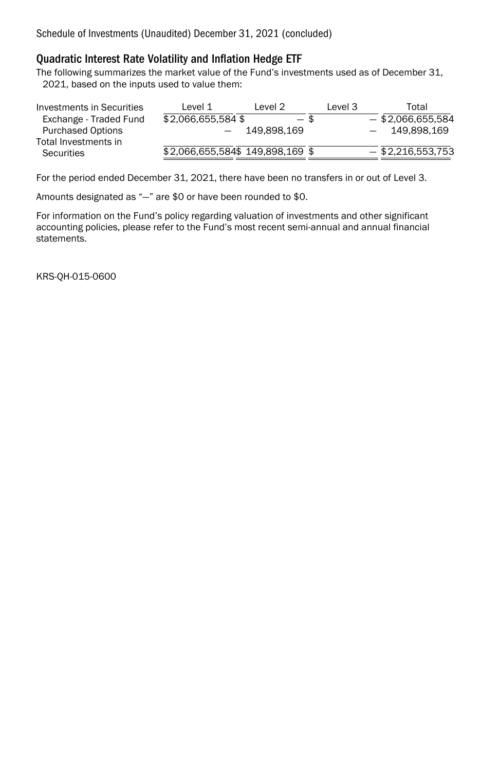Schedule of Investments (Unaudited) December 31, 2021 (concluded)

## Quadratic Interest Rate Volatility and Inflation Hedge ETF

The following summarizes the market value of the Fund's investments used as of December 31, 2021, based on the inputs used to value them:

| Investments in Securities | Level 1 | Level 2 | Level 3 | Total |
|---|---|---|---|---|
| Exchange - Traded Fund | $2,066,655,584 | $ — | $ — | $2,066,655,584 |
| Purchased Options | — | 149,898,169 | — | 149,898,169 |
| Total Investments in Securities | $2,066,655,584 | $ 149,898,169 | $ — | $2,216,553,753 |

For the period ended December 31, 2021, there have been no transfers in or out of Level 3.

Amounts designated as "—" are $0 or have been rounded to $0.

For information on the Fund's policy regarding valuation of investments and other significant accounting policies, please refer to the Fund's most recent semi-annual and annual financial statements.

KRS-QH-015-0600